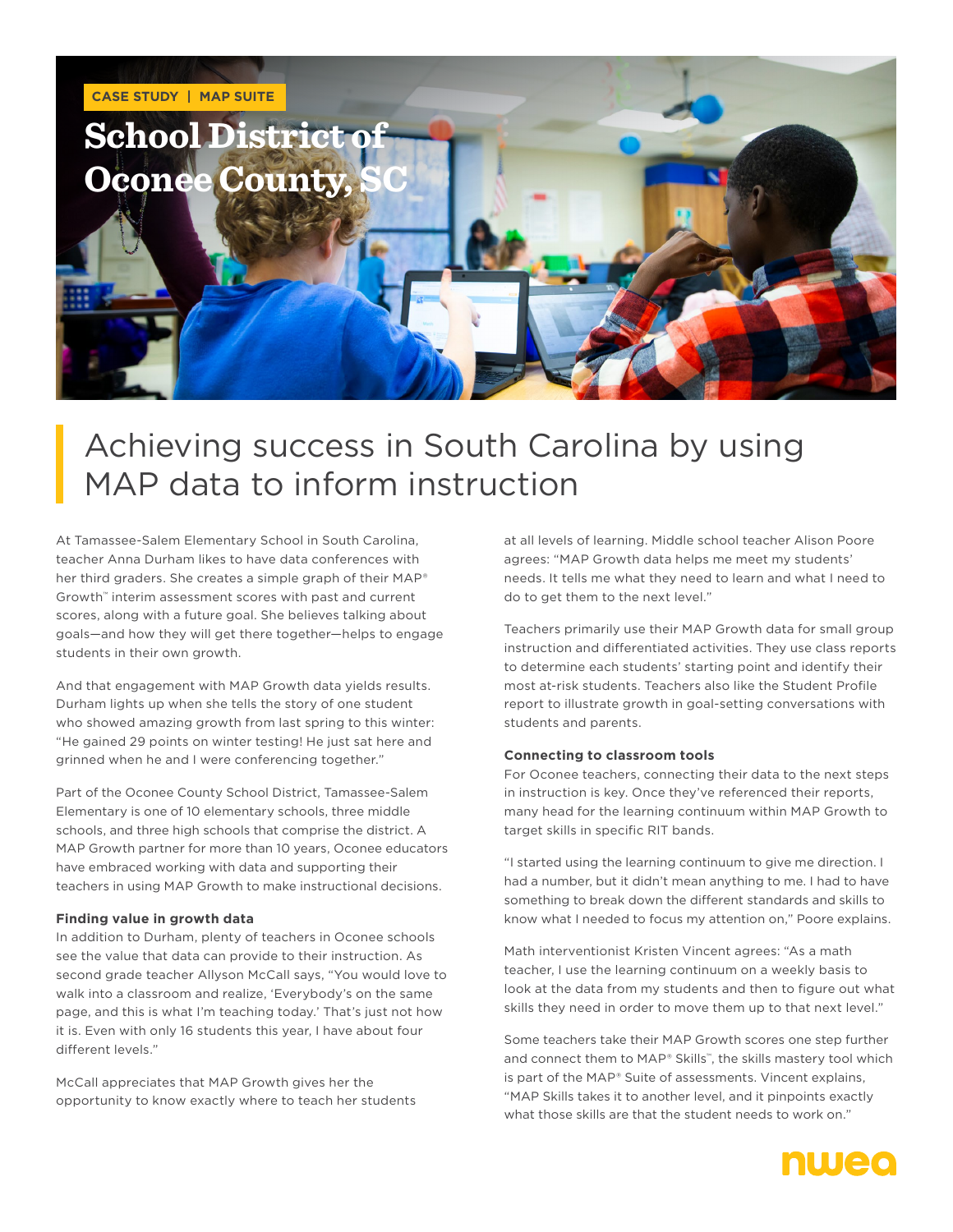CASE STUDY | MAP SUITE

# School District of Oconee County, SC

## Achieving success in South Carolina by using MAP data to inform instruction

At Tamassee-Salem Elementary School in South Carolina, teacher Anna Durham likes to have data conferences with her third graders. She creates a simple graph of their MAP® Growth™ interim assessment scores with past and current scores, along with a future goal. She believes talking about goals—and how they will get there together—helps to engage students in their own growth.

And that engagement with MAP Growth data yields results. Durham lights up when she tells the story of one student who showed amazing growth from last spring to this winter: "He gained 29 points on winter testing! He just sat here and grinned when he and I were conferencing together."

Part of the Oconee County School District, Tamassee-Salem Elementary is one of 10 elementary schools, three middle schools, and three high schools that comprise the district. A MAP Growth partner for more than 10 years, Oconee educators have embraced working with data and supporting their teachers in using MAP Growth to make instructional decisions.

**Finding value in growth data**

In addition to Durham, plenty of teachers in Oconee schools see the value that data can provide to their instruction. As second grade teacher Allyson McCall says, "You would love to walk into a classroom and realize, 'Everybody's on the same page, and this is what I'm teaching today.' That's just not how it is. Even with only 16 students this year, I have about four different levels."

McCall appreciates that MAP Growth gives her the opportunity to know exactly where to teach her students at all levels of learning. Middle school teacher Alison Poore agrees: "MAP Growth data helps me meet my students' needs. It tells me what they need to learn and what I need to do to get them to the next level."

Teachers primarily use their MAP Growth data for small group instruction and differentiated activities. They use class reports to determine each students' starting point and identify their most at-risk students. Teachers also like the Student Profile report to illustrate growth in goal-setting conversations with students and parents.

**Connecting to classroom tools**

For Oconee teachers, connecting their data to the next steps in instruction is key. Once they've referenced their reports, many head for the learning continuum within MAP Growth to target skills in specific RIT bands.

"I started using the learning continuum to give me direction. I had a number, but it didn't mean anything to me. I had to have something to break down the different standards and skills to know what I needed to focus my attention on," Poore explains.

Math interventionist Kristen Vincent agrees: "As a math teacher, I use the learning continuum on a weekly basis to look at the data from my students and then to figure out what skills they need in order to move them up to that next level."

Some teachers take their MAP Growth scores one step further and connect them to MAP® Skills™, the skills mastery tool which is part of the MAP® Suite of assessments. Vincent explains, "MAP Skills takes it to another level, and it pinpoints exactly what those skills are that the student needs to work on."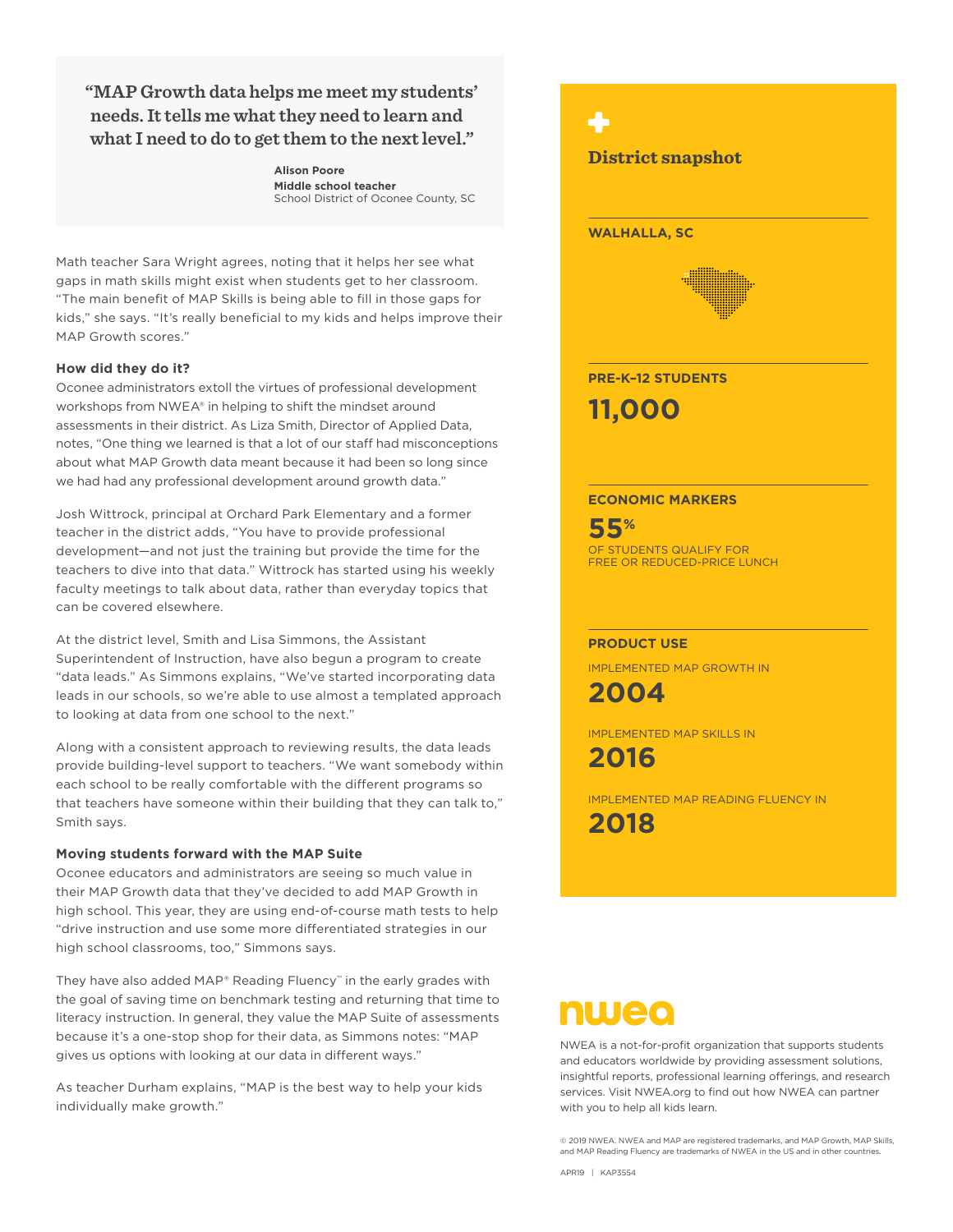> **"MAP Growth data helps me meet my students' needs. It tells me what they need to learn and what I need to do to get them to the next level."**
>
> **Alison Poore**
> **Middle school teacher**
> School District of Oconee County, SC

Math teacher Sara Wright agrees, noting that it helps her see what gaps in math skills might exist when students get to her classroom. "The main benefit of MAP Skills is being able to fill in those gaps for kids," she says. "It's really beneficial to my kids and helps improve their MAP Growth scores."

**How did they do it?**

Oconee administrators extoll the virtues of professional development workshops from NWEA® in helping to shift the mindset around assessments in their district. As Liza Smith, Director of Applied Data, notes, "One thing we learned is that a lot of our staff had misconceptions about what MAP Growth data meant because it had been so long since we had had any professional development around growth data."

Josh Wittrock, principal at Orchard Park Elementary and a former teacher in the district adds, "You have to provide professional development—and not just the training but provide the time for the teachers to dive into that data." Wittrock has started using his weekly faculty meetings to talk about data, rather than everyday topics that can be covered elsewhere.

At the district level, Smith and Lisa Simmons, the Assistant Superintendent of Instruction, have also begun a program to create "data leads." As Simmons explains, "We've started incorporating data leads in our schools, so we're able to use almost a templated approach to looking at data from one school to the next."

Along with a consistent approach to reviewing results, the data leads provide building-level support to teachers. "We want somebody within each school to be really comfortable with the different programs so that teachers have someone within their building that they can talk to," Smith says.

**Moving students forward with the MAP Suite**

Oconee educators and administrators are seeing so much value in their MAP Growth data that they've decided to add MAP Growth in high school. This year, they are using end-of-course math tests to help "drive instruction and use some more differentiated strategies in our high school classrooms, too," Simmons says.

They have also added MAP® Reading Fluency™ in the early grades with the goal of saving time on benchmark testing and returning that time to literacy instruction. In general, they value the MAP Suite of assessments because it's a one-stop shop for their data, as Simmons notes: "MAP gives us options with looking at our data in different ways."

As teacher Durham explains, "MAP is the best way to help your kids individually make growth."

## District snapshot

**WALHALLA, SC**

**PRE-K–12 STUDENTS**

**11,000**

**ECONOMIC MARKERS**

**55%**
OF STUDENTS QUALIFY FOR FREE OR REDUCED-PRICE LUNCH

**PRODUCT USE**

IMPLEMENTED MAP GROWTH IN
**2004**

IMPLEMENTED MAP SKILLS IN
**2016**

IMPLEMENTED MAP READING FLUENCY IN
**2018**

**nwea**

NWEA is a not-for-profit organization that supports students and educators worldwide by providing assessment solutions, insightful reports, professional learning offerings, and research services. Visit NWEA.org to find out how NWEA can partner with you to help all kids learn.

© 2019 NWEA. NWEA and MAP are registered trademarks, and MAP Growth, MAP Skills, and MAP Reading Fluency are trademarks of NWEA in the US and in other countries.

APR19 | KAP3554